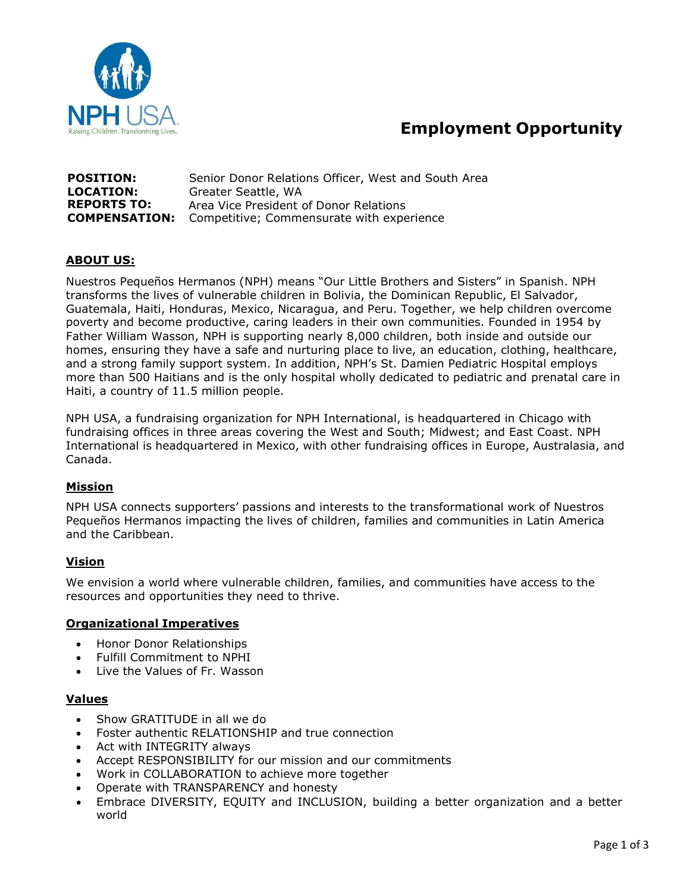NPH USA

Raising Children. Transforming Lives.

# Employment Opportunity

**POSITION:** Senior Donor Relations Officer, West and South Area
**LOCATION:** Greater Seattle, WA
**REPORTS TO:** Area Vice President of Donor Relations
**COMPENSATION:** Competitive; Commensurate with experience

## ABOUT US:

Nuestros Pequeños Hermanos (NPH) means "Our Little Brothers and Sisters" in Spanish. NPH transforms the lives of vulnerable children in Bolivia, the Dominican Republic, El Salvador, Guatemala, Haiti, Honduras, Mexico, Nicaragua, and Peru. Together, we help children overcome poverty and become productive, caring leaders in their own communities. Founded in 1954 by Father William Wasson, NPH is supporting nearly 8,000 children, both inside and outside our homes, ensuring they have a safe and nurturing place to live, an education, clothing, healthcare, and a strong family support system. In addition, NPH's St. Damien Pediatric Hospital employs more than 500 Haitians and is the only hospital wholly dedicated to pediatric and prenatal care in Haiti, a country of 11.5 million people.

NPH USA, a fundraising organization for NPH International, is headquartered in Chicago with fundraising offices in three areas covering the West and South; Midwest; and East Coast. NPH International is headquartered in Mexico, with other fundraising offices in Europe, Australasia, and Canada.

### Mission

NPH USA connects supporters' passions and interests to the transformational work of Nuestros Pequeños Hermanos impacting the lives of children, families and communities in Latin America and the Caribbean.

### Vision

We envision a world where vulnerable children, families, and communities have access to the resources and opportunities they need to thrive.

### Organizational Imperatives

- Honor Donor Relationships
- Fulfill Commitment to NPHI
- Live the Values of Fr. Wasson

### Values

- Show GRATITUDE in all we do
- Foster authentic RELATIONSHIP and true connection
- Act with INTEGRITY always
- Accept RESPONSIBILITY for our mission and our commitments
- Work in COLLABORATION to achieve more together
- Operate with TRANSPARENCY and honesty
- Embrace DIVERSITY, EQUITY and INCLUSION, building a better organization and a better world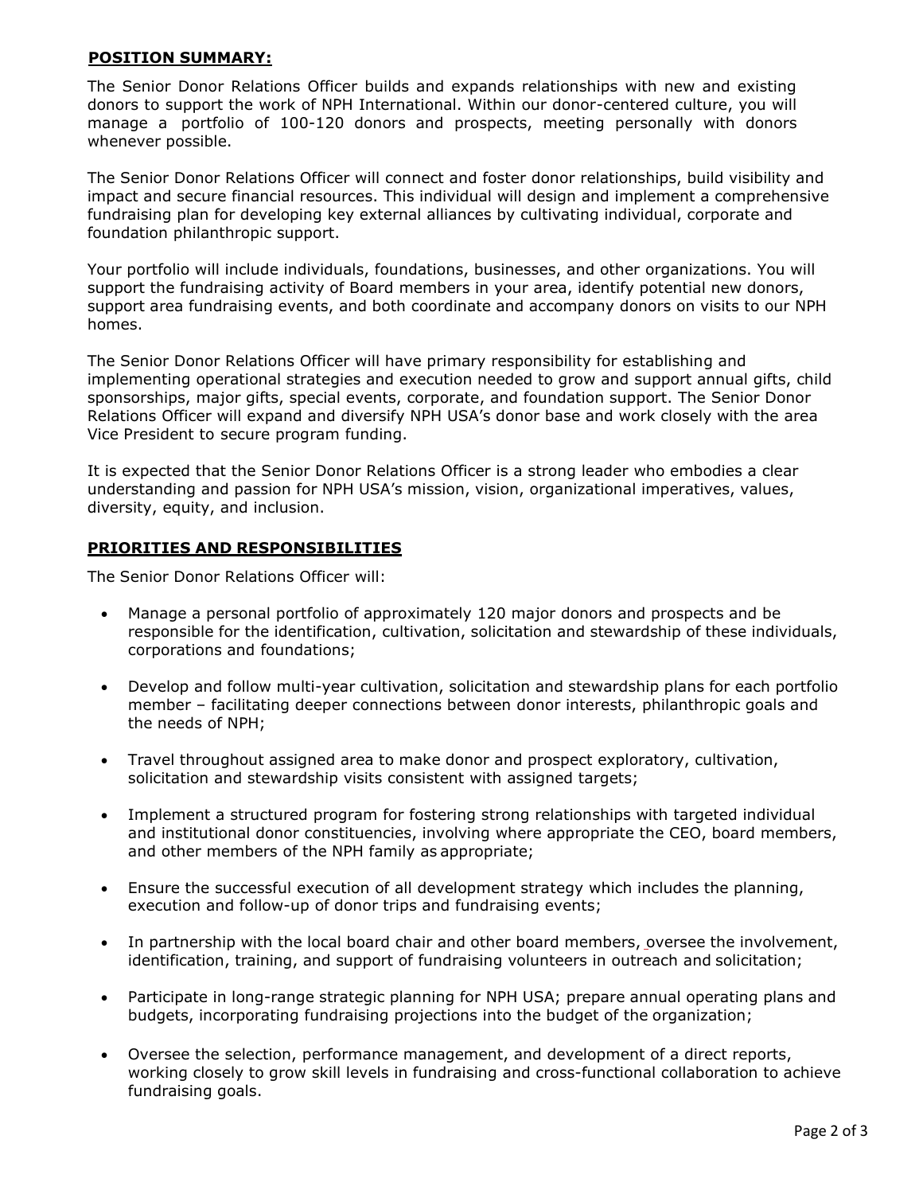## POSITION SUMMARY:

The Senior Donor Relations Officer builds and expands relationships with new and existing donors to support the work of NPH International. Within our donor-centered culture, you will manage a portfolio of 100-120 donors and prospects, meeting personally with donors whenever possible.

The Senior Donor Relations Officer will connect and foster donor relationships, build visibility and impact and secure financial resources. This individual will design and implement a comprehensive fundraising plan for developing key external alliances by cultivating individual, corporate and foundation philanthropic support.

Your portfolio will include individuals, foundations, businesses, and other organizations. You will support the fundraising activity of Board members in your area, identify potential new donors, support area fundraising events, and both coordinate and accompany donors on visits to our NPH homes.

The Senior Donor Relations Officer will have primary responsibility for establishing and implementing operational strategies and execution needed to grow and support annual gifts, child sponsorships, major gifts, special events, corporate, and foundation support. The Senior Donor Relations Officer will expand and diversify NPH USA's donor base and work closely with the area Vice President to secure program funding.

It is expected that the Senior Donor Relations Officer is a strong leader who embodies a clear understanding and passion for NPH USA's mission, vision, organizational imperatives, values, diversity, equity, and inclusion.

## PRIORITIES AND RESPONSIBILITIES

The Senior Donor Relations Officer will:

- Manage a personal portfolio of approximately 120 major donors and prospects and be responsible for the identification, cultivation, solicitation and stewardship of these individuals, corporations and foundations;
- Develop and follow multi-year cultivation, solicitation and stewardship plans for each portfolio member – facilitating deeper connections between donor interests, philanthropic goals and the needs of NPH;
- Travel throughout assigned area to make donor and prospect exploratory, cultivation, solicitation and stewardship visits consistent with assigned targets;
- Implement a structured program for fostering strong relationships with targeted individual and institutional donor constituencies, involving where appropriate the CEO, board members, and other members of the NPH family as appropriate;
- Ensure the successful execution of all development strategy which includes the planning, execution and follow-up of donor trips and fundraising events;
- In partnership with the local board chair and other board members, oversee the involvement, identification, training, and support of fundraising volunteers in outreach and solicitation;
- Participate in long-range strategic planning for NPH USA; prepare annual operating plans and budgets, incorporating fundraising projections into the budget of the organization;
- Oversee the selection, performance management, and development of a direct reports, working closely to grow skill levels in fundraising and cross-functional collaboration to achieve fundraising goals.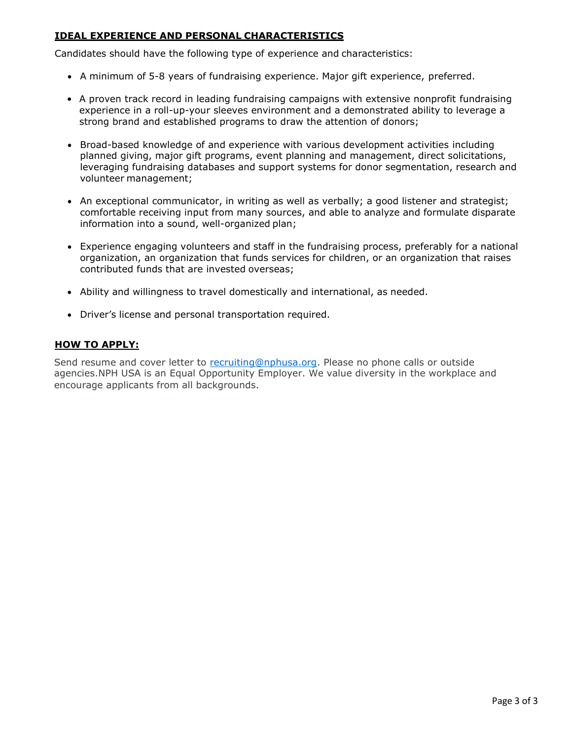## **IDEAL EXPERIENCE AND PERSONAL CHARACTERISTICS**

Candidates should have the following type of experience and characteristics:

- A minimum of 5-8 years of fundraising experience. Major gift experience, preferred.
- A proven track record in leading fundraising campaigns with extensive nonprofit fundraising experience in a roll-up-your sleeves environment and a demonstrated ability to leverage a strong brand and established programs to draw the attention of donors;
- Broad-based knowledge of and experience with various development activities including planned giving, major gift programs, event planning and management, direct solicitations, leveraging fundraising databases and support systems for donor segmentation, research and volunteer management;
- An exceptional communicator, in writing as well as verbally; a good listener and strategist; comfortable receiving input from many sources, and able to analyze and formulate disparate information into a sound, well-organized plan;
- Experience engaging volunteers and staff in the fundraising process, preferably for a national organization, an organization that funds services for children, or an organization that raises contributed funds that are invested overseas;
- Ability and willingness to travel domestically and international, as needed.
- Driver's license and personal transportation required.

## **HOW TO APPLY:**

Send resume and cover letter to recruiting@nphusa.org. Please no phone calls or outside agencies.NPH USA is an Equal Opportunity Employer. We value diversity in the workplace and encourage applicants from all backgrounds.